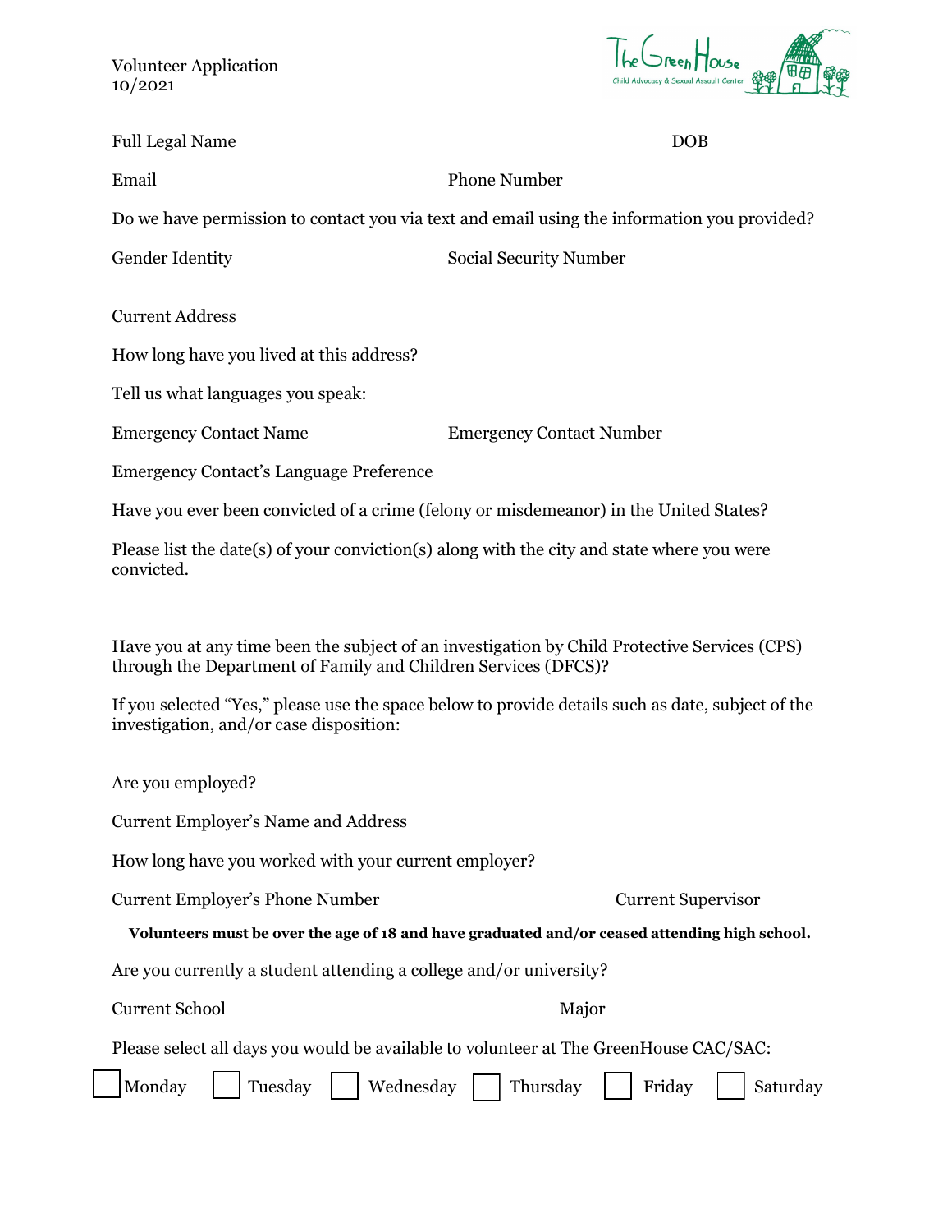Volunteer Application
10/2021

The GreenHouse
Child Advocacy & Sexual Assault Center

Full Legal Name DOB

Email Phone Number

Do we have permission to contact you via text and email using the information you provided?

Gender Identity Social Security Number

Current Address

How long have you lived at this address?

Tell us what languages you speak:

Emergency Contact Name Emergency Contact Number

Emergency Contact's Language Preference

Have you ever been convicted of a crime (felony or misdemeanor) in the United States?

Please list the date(s) of your conviction(s) along with the city and state where you were convicted.

Have you at any time been the subject of an investigation by Child Protective Services (CPS) through the Department of Family and Children Services (DFCS)?

If you selected "Yes," please use the space below to provide details such as date, subject of the investigation, and/or case disposition:

Are you employed?

Current Employer's Name and Address

How long have you worked with your current employer?

Current Employer's Phone Number Current Supervisor

**Volunteers must be over the age of 18 and have graduated and/or ceased attending high school.**

Are you currently a student attending a college and/or university?

Current School Major

Please select all days you would be available to volunteer at The GreenHouse CAC/SAC:

☐ Monday ☐ Tuesday ☐ Wednesday ☐ Thursday ☐ Friday ☐ Saturday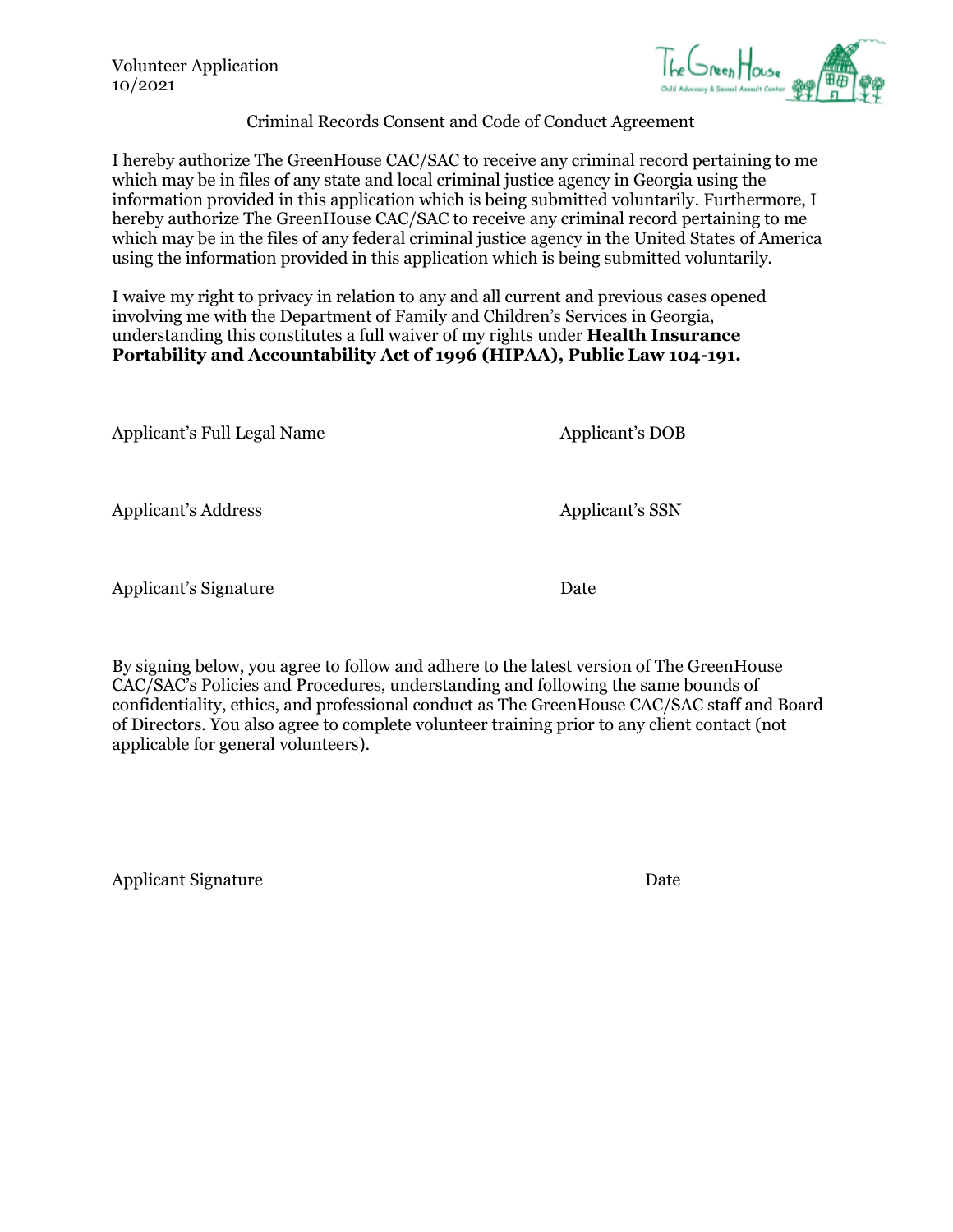Volunteer Application
10/2021

Criminal Records Consent and Code of Conduct Agreement

I hereby authorize The GreenHouse CAC/SAC to receive any criminal record pertaining to me which may be in files of any state and local criminal justice agency in Georgia using the information provided in this application which is being submitted voluntarily. Furthermore, I hereby authorize The GreenHouse CAC/SAC to receive any criminal record pertaining to me which may be in the files of any federal criminal justice agency in the United States of America using the information provided in this application which is being submitted voluntarily.

I waive my right to privacy in relation to any and all current and previous cases opened involving me with the Department of Family and Children's Services in Georgia, understanding this constitutes a full waiver of my rights under **Health Insurance Portability and Accountability Act of 1996 (HIPAA), Public Law 104-191.**

Applicant's Full Legal Name

Applicant's DOB

Applicant's Address

Applicant's SSN

Applicant's Signature

Date

By signing below, you agree to follow and adhere to the latest version of The GreenHouse CAC/SAC's Policies and Procedures, understanding and following the same bounds of confidentiality, ethics, and professional conduct as The GreenHouse CAC/SAC staff and Board of Directors. You also agree to complete volunteer training prior to any client contact (not applicable for general volunteers).

Applicant Signature

Date